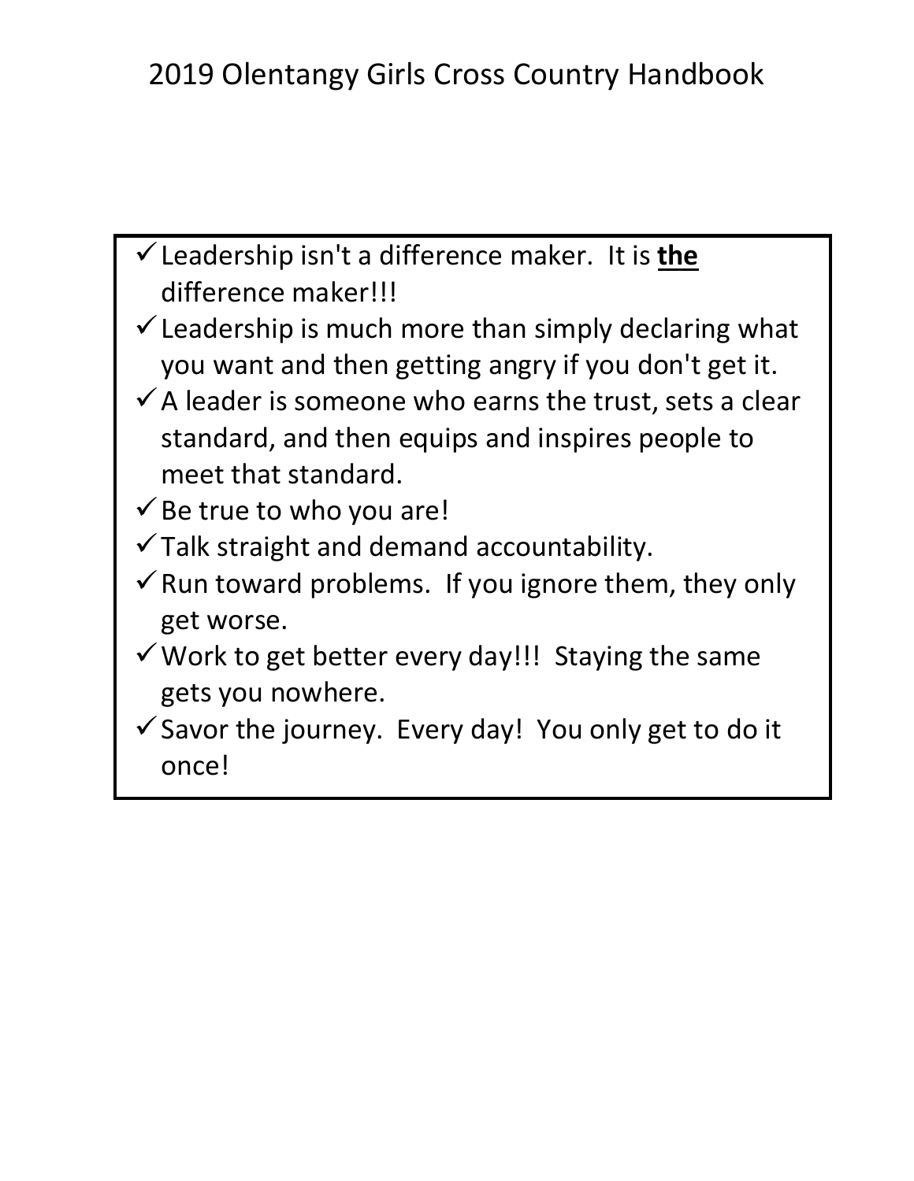# 2019 Olentangy Girls Cross Country Handbook

- ✓ Leadership isn't a difference maker. It is **<u>the</u>** difference maker!!!
- ✓ Leadership is much more than simply declaring what you want and then getting angry if you don't get it.
- ✓ A leader is someone who earns the trust, sets a clear standard, and then equips and inspires people to meet that standard.
- ✓ Be true to who you are!
- ✓ Talk straight and demand accountability.
- ✓ Run toward problems. If you ignore them, they only get worse.
- ✓ Work to get better every day!!! Staying the same gets you nowhere.
- ✓ Savor the journey. Every day! You only get to do it once!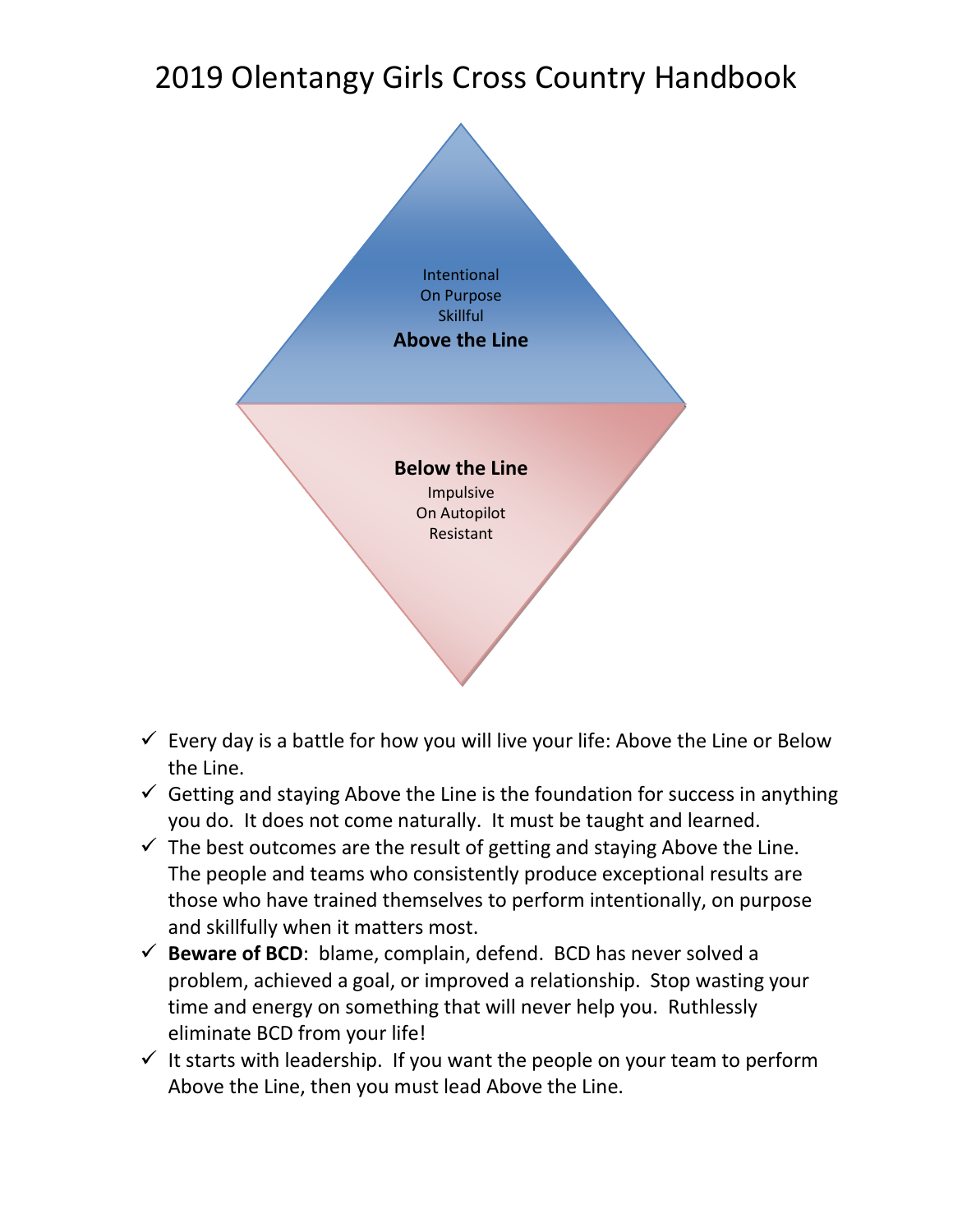# 2019 Olentangy Girls Cross Country Handbook

Intentional
On Purpose
Skillful
**Above the Line**

**Below the Line**
Impulsive
On Autopilot
Resistant

- ✓ Every day is a battle for how you will live your life: Above the Line or Below the Line.
- ✓ Getting and staying Above the Line is the foundation for success in anything you do. It does not come naturally. It must be taught and learned.
- ✓ The best outcomes are the result of getting and staying Above the Line. The people and teams who consistently produce exceptional results are those who have trained themselves to perform intentionally, on purpose and skillfully when it matters most.
- ✓ **Beware of BCD**: blame, complain, defend. BCD has never solved a problem, achieved a goal, or improved a relationship. Stop wasting your time and energy on something that will never help you. Ruthlessly eliminate BCD from your life!
- ✓ It starts with leadership. If you want the people on your team to perform Above the Line, then you must lead Above the Line.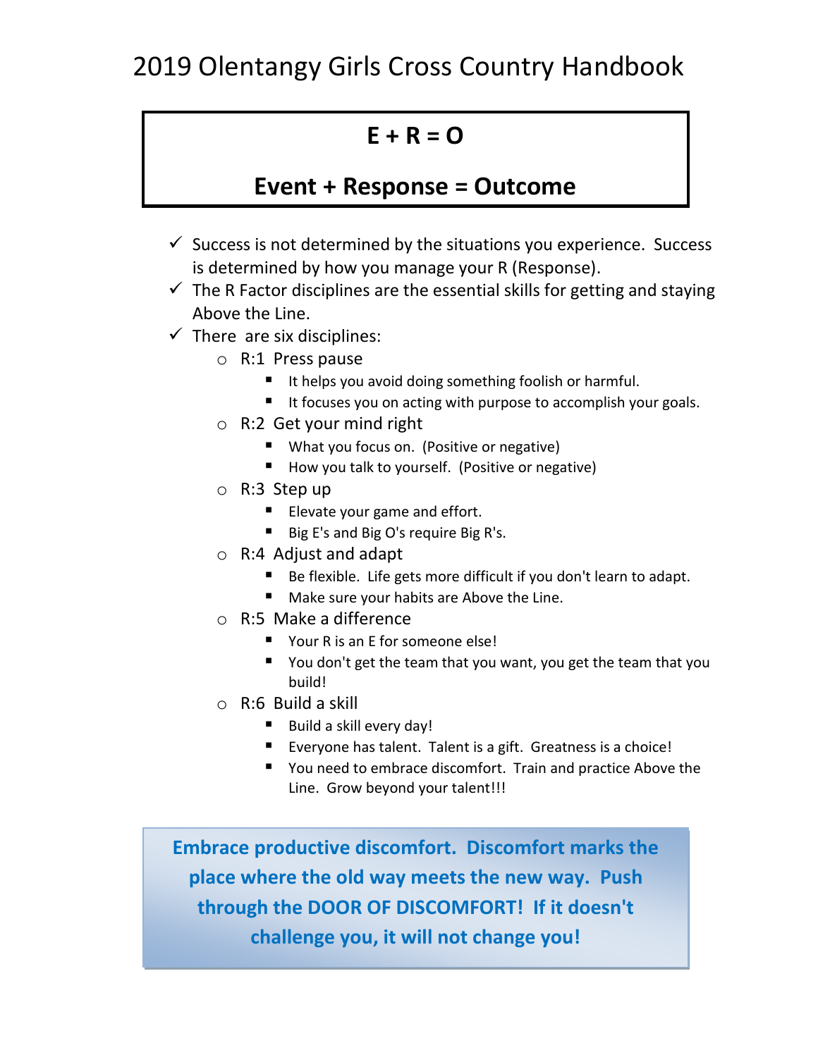# 2019 Olentangy Girls Cross Country Handbook

**E + R = O**

**Event + Response = Outcome**

- ✓ Success is not determined by the situations you experience. Success is determined by how you manage your R (Response).
- ✓ The R Factor disciplines are the essential skills for getting and staying Above the Line.
- ✓ There are six disciplines:
  - R:1 Press pause
    - It helps you avoid doing something foolish or harmful.
    - It focuses you on acting with purpose to accomplish your goals.
  - R:2 Get your mind right
    - What you focus on. (Positive or negative)
    - How you talk to yourself. (Positive or negative)
  - R:3 Step up
    - Elevate your game and effort.
    - Big E's and Big O's require Big R's.
  - R:4 Adjust and adapt
    - Be flexible. Life gets more difficult if you don't learn to adapt.
    - Make sure your habits are Above the Line.
  - R:5 Make a difference
    - Your R is an E for someone else!
    - You don't get the team that you want, you get the team that you build!
  - R:6 Build a skill
    - Build a skill every day!
    - Everyone has talent. Talent is a gift. Greatness is a choice!
    - You need to embrace discomfort. Train and practice Above the Line. Grow beyond your talent!!!

**Embrace productive discomfort. Discomfort marks the place where the old way meets the new way. Push through the DOOR OF DISCOMFORT! If it doesn't challenge you, it will not change you!**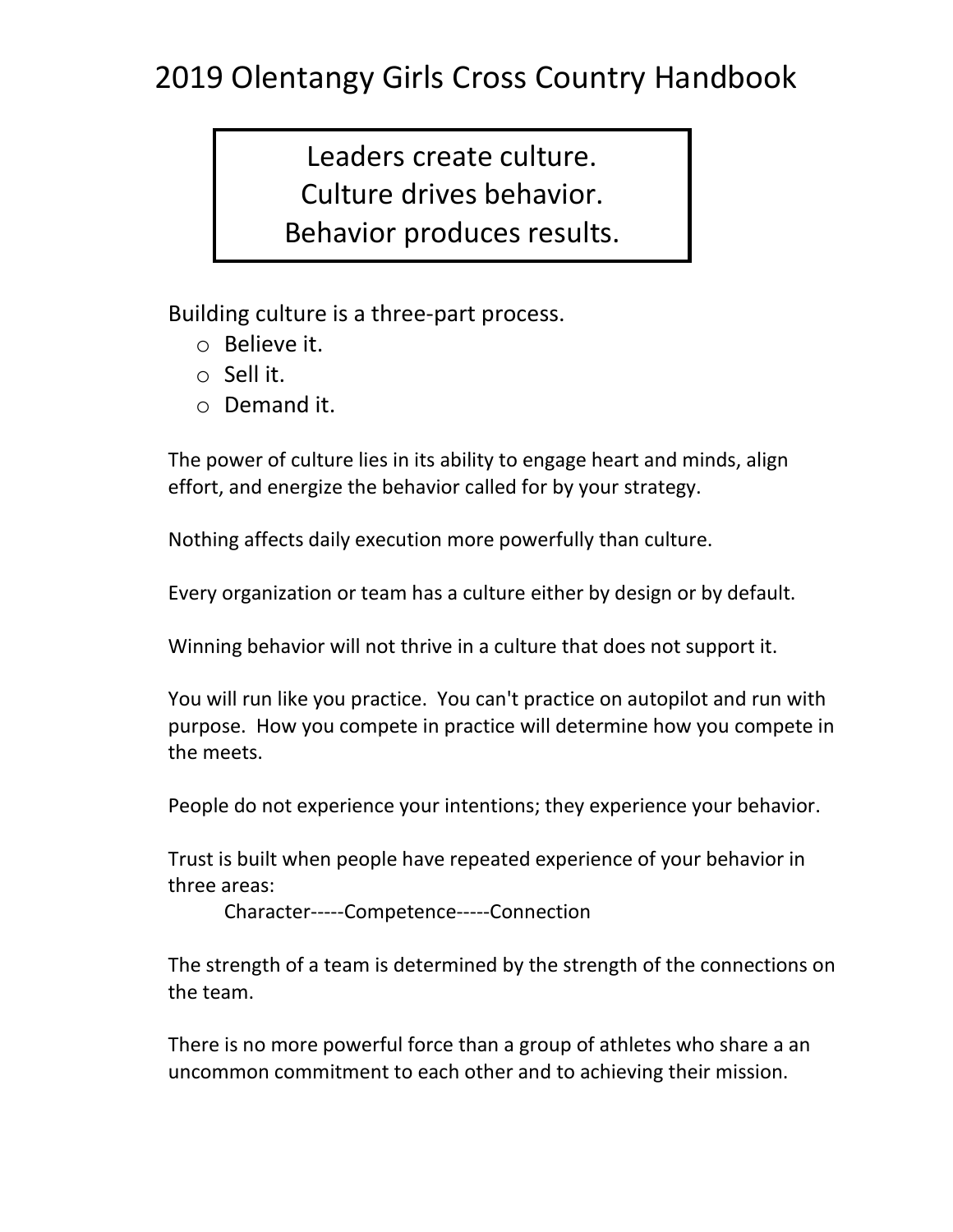# 2019 Olentangy Girls Cross Country Handbook

> Leaders create culture.
> Culture drives behavior.
> Behavior produces results.

Building culture is a three-part process.

- Believe it.
- Sell it.
- Demand it.

The power of culture lies in its ability to engage heart and minds, align effort, and energize the behavior called for by your strategy.

Nothing affects daily execution more powerfully than culture.

Every organization or team has a culture either by design or by default.

Winning behavior will not thrive in a culture that does not support it.

You will run like you practice. You can't practice on autopilot and run with purpose. How you compete in practice will determine how you compete in the meets.

People do not experience your intentions; they experience your behavior.

Trust is built when people have repeated experience of your behavior in three areas:

Character-----Competence-----Connection

The strength of a team is determined by the strength of the connections on the team.

There is no more powerful force than a group of athletes who share a an uncommon commitment to each other and to achieving their mission.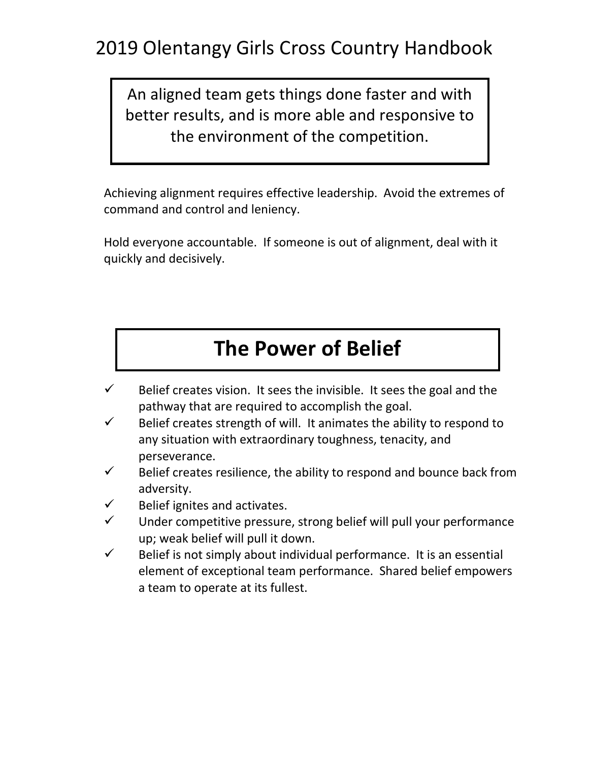An aligned team gets things done faster and with better results, and is more able and responsive to the environment of the competition.

Achieving alignment requires effective leadership. Avoid the extremes of command and control and leniency.

Hold everyone accountable. If someone is out of alignment, deal with it quickly and decisively.

## The Power of Belief

- ✓ Belief creates vision. It sees the invisible. It sees the goal and the pathway that are required to accomplish the goal.
- ✓ Belief creates strength of will. It animates the ability to respond to any situation with extraordinary toughness, tenacity, and perseverance.
- ✓ Belief creates resilience, the ability to respond and bounce back from adversity.
- ✓ Belief ignites and activates.
- ✓ Under competitive pressure, strong belief will pull your performance up; weak belief will pull it down.
- ✓ Belief is not simply about individual performance. It is an essential element of exceptional team performance. Shared belief empowers a team to operate at its fullest.